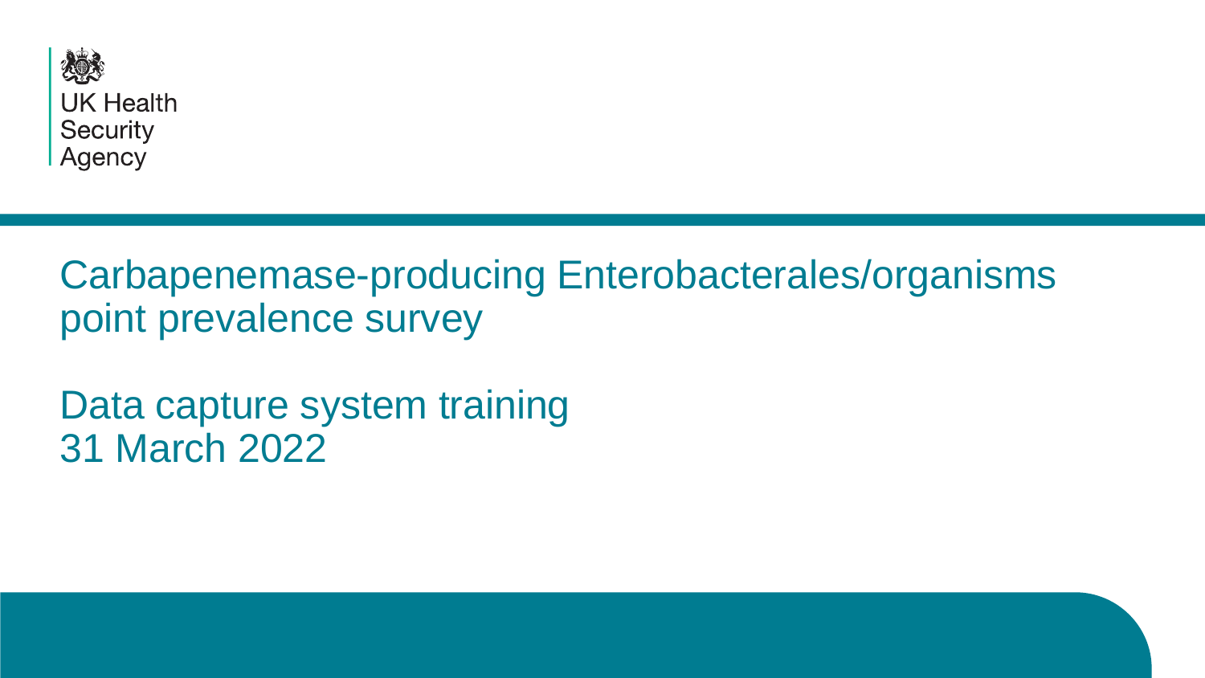UK Health Security Agency

# Carbapenemase-producing Enterobacterales/organisms point prevalence survey

## Data capture system training
## 31 March 2022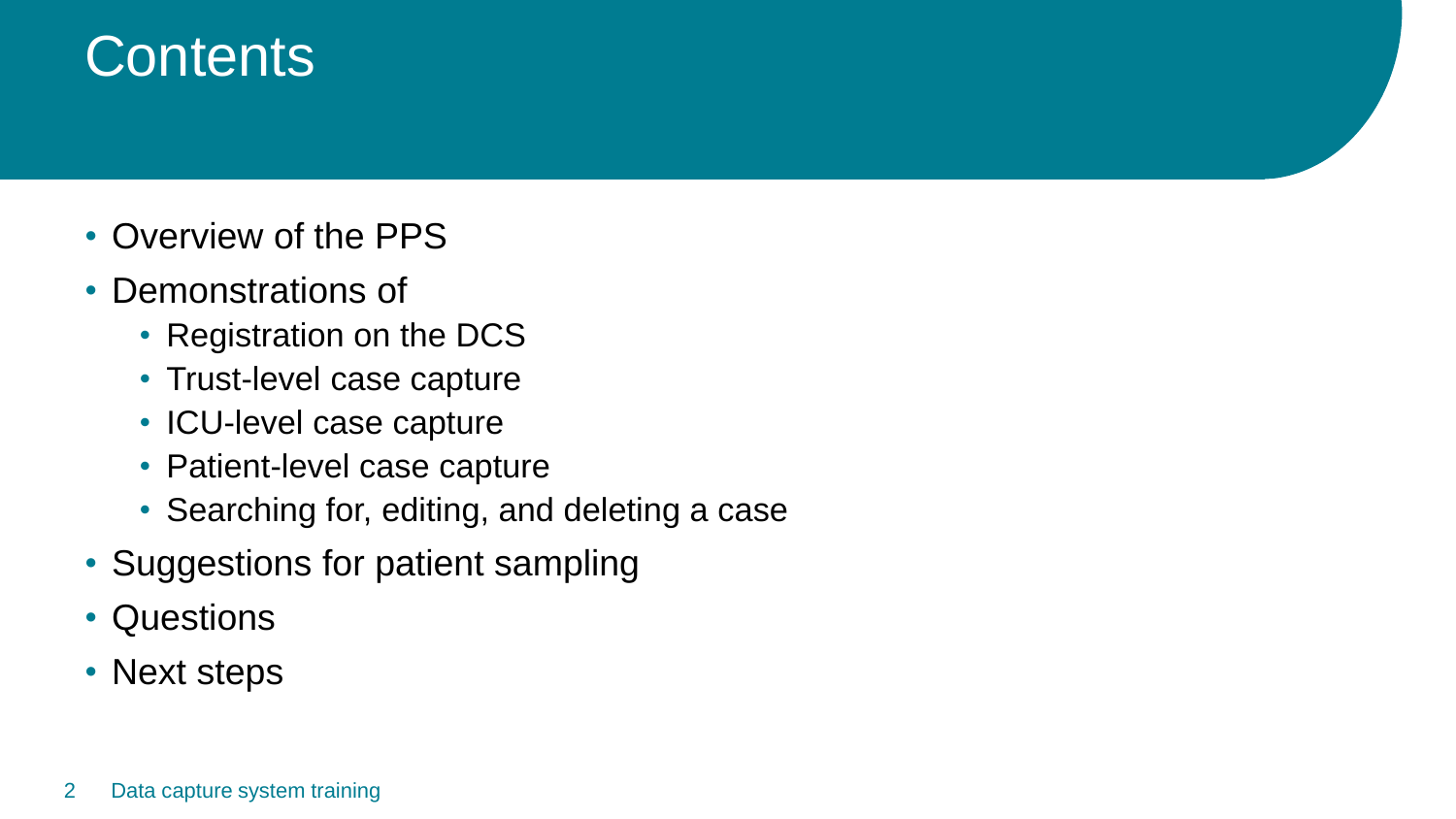# Contents

- Overview of the PPS
- Demonstrations of
  - Registration on the DCS
  - Trust-level case capture
  - ICU-level case capture
  - Patient-level case capture
  - Searching for, editing, and deleting a case
- Suggestions for patient sampling
- Questions
- Next steps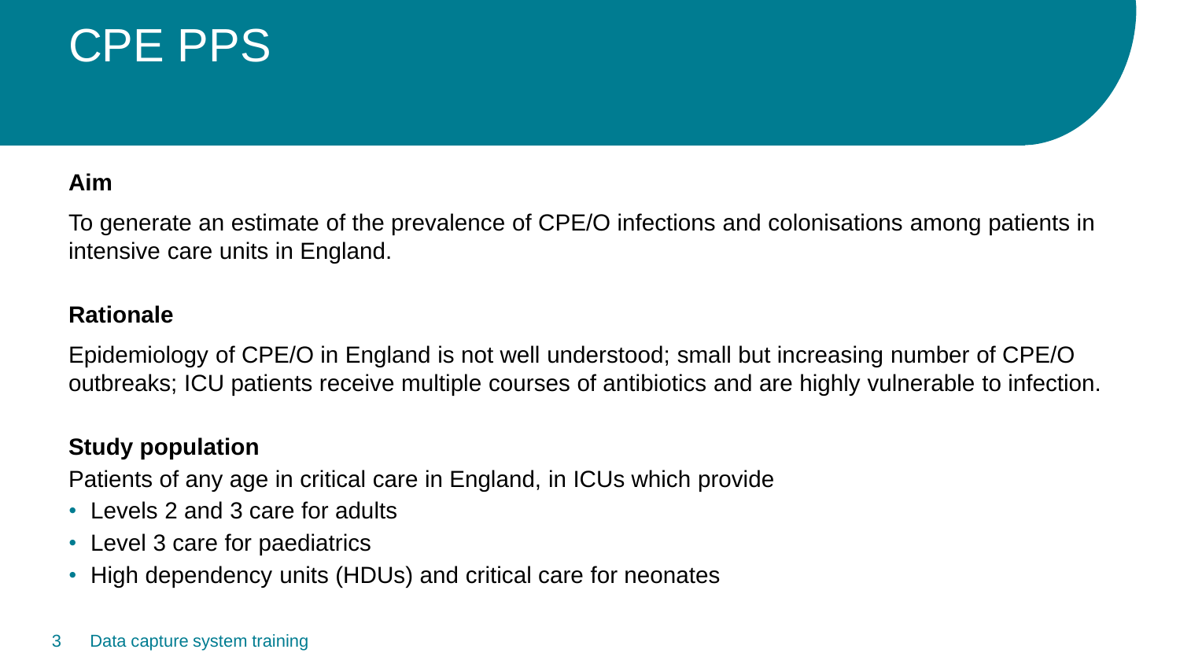# CPE PPS

**Aim**

To generate an estimate of the prevalence of CPE/O infections and colonisations among patients in intensive care units in England.

**Rationale**

Epidemiology of CPE/O in England is not well understood; small but increasing number of CPE/O outbreaks; ICU patients receive multiple courses of antibiotics and are highly vulnerable to infection.

**Study population**

Patients of any age in critical care in England, in ICUs which provide

- Levels 2 and 3 care for adults
- Level 3 care for paediatrics
- High dependency units (HDUs) and critical care for neonates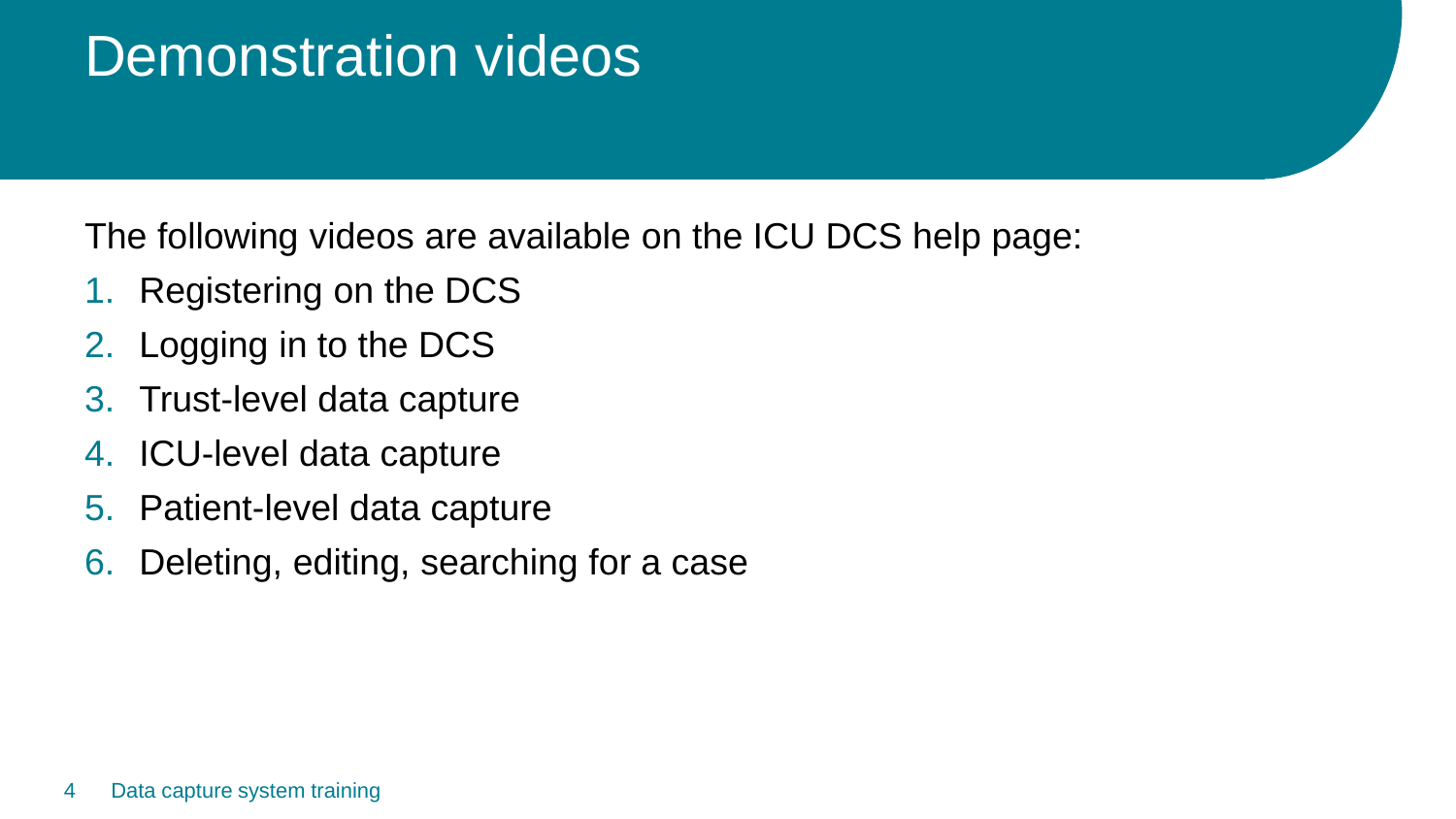# Demonstration videos

The following videos are available on the ICU DCS help page:

1. Registering on the DCS
2. Logging in to the DCS
3. Trust-level data capture
4. ICU-level data capture
5. Patient-level data capture
6. Deleting, editing, searching for a case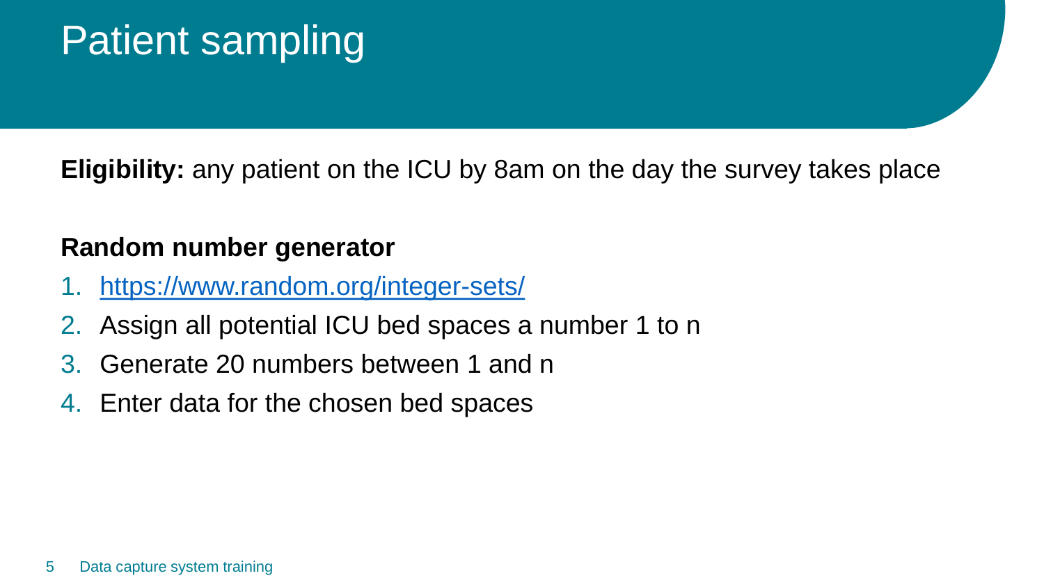# Patient sampling

**Eligibility:** any patient on the ICU by 8am on the day the survey takes place

**Random number generator**

1. https://www.random.org/integer-sets/
2. Assign all potential ICU bed spaces a number 1 to n
3. Generate 20 numbers between 1 and n
4. Enter data for the chosen bed spaces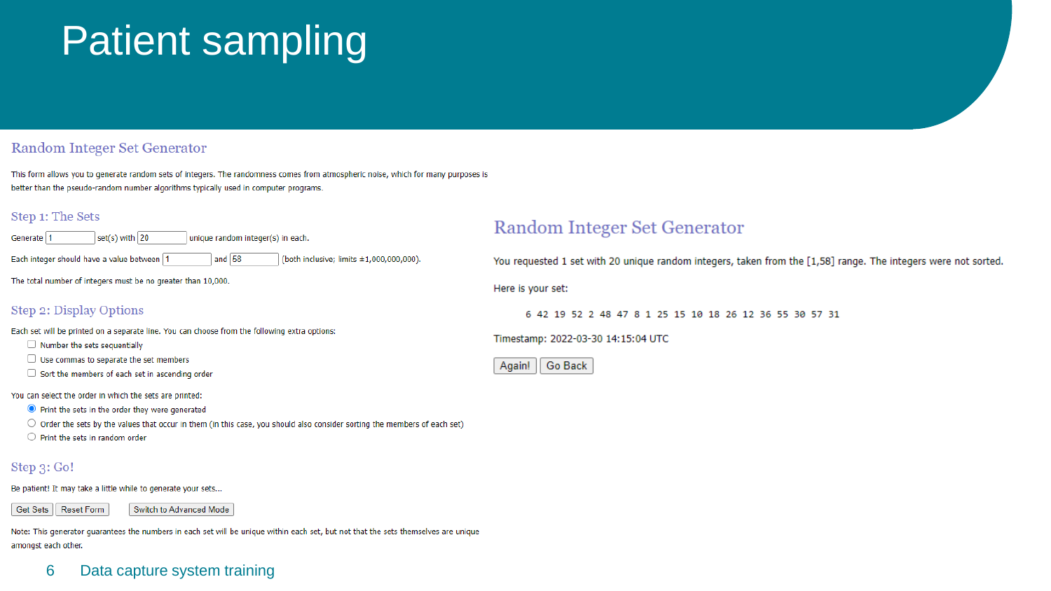# Patient sampling

## Random Integer Set Generator

This form allows you to generate random sets of integers. The randomness comes from atmospheric noise, which for many purposes is better than the pseudo-random number algorithms typically used in computer programs.

### Step 1: The Sets

Generate [1] set(s) with [20] unique random integer(s) in each.

Each integer should have a value between [1] and [58] (both inclusive; limits ±1,000,000,000).

The total number of integers must be no greater than 10,000.

### Step 2: Display Options

Each set will be printed on a separate line. You can choose from the following extra options:

- [ ] Number the sets sequentially
- [ ] Use commas to separate the set members
- [ ] Sort the members of each set in ascending order

You can select the order in which the sets are printed:

- (•) Print the sets in the order they were generated
- ( ) Order the sets by the values that occur in them (in this case, you should also consider sorting the members of each set)
- ( ) Print the sets in random order

### Step 3: Go!

Be patient! It may take a little while to generate your sets...

[Get Sets] [Reset Form] [Switch to Advanced Mode]

Note: This generator guarantees the numbers in each set will be unique within each set, but not that the sets themselves are unique amongst each other.

## Random Integer Set Generator

You requested 1 set with 20 unique random integers, taken from the [1,58] range. The integers were not sorted.

Here is your set:

6 42 19 52 2 48 47 8 1 25 15 10 18 26 12 36 55 30 57 31

Timestamp: 2022-03-30 14:15:04 UTC

[Again!] [Go Back]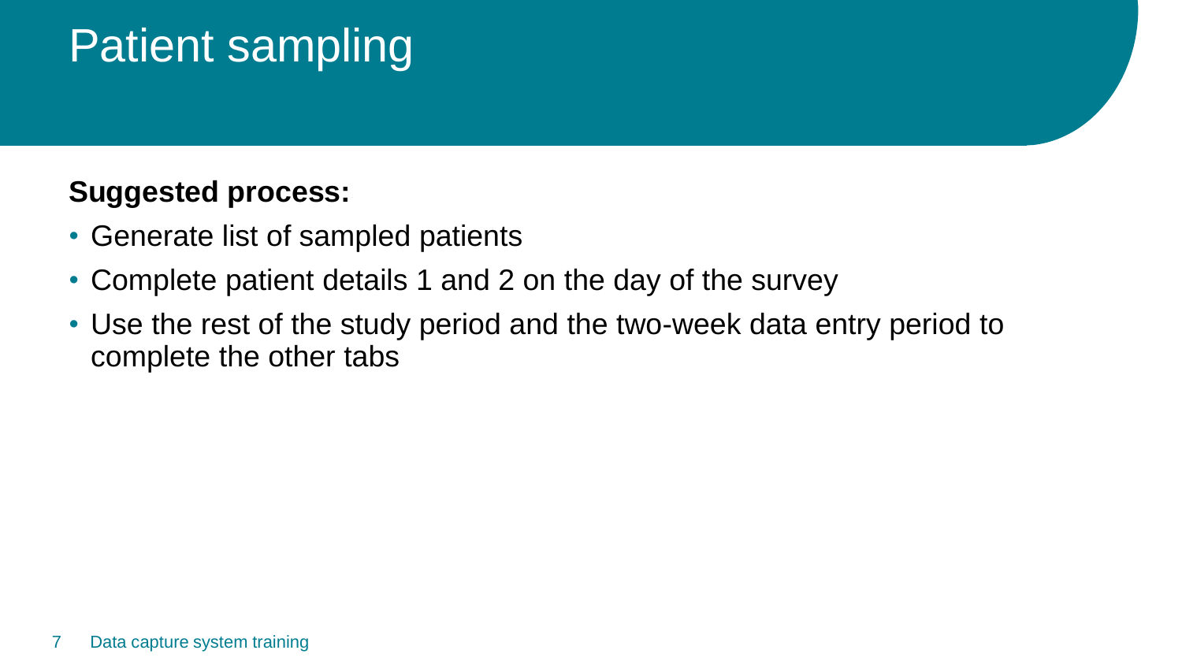# Patient sampling

**Suggested process:**

- Generate list of sampled patients
- Complete patient details 1 and 2 on the day of the survey
- Use the rest of the study period and the two-week data entry period to complete the other tabs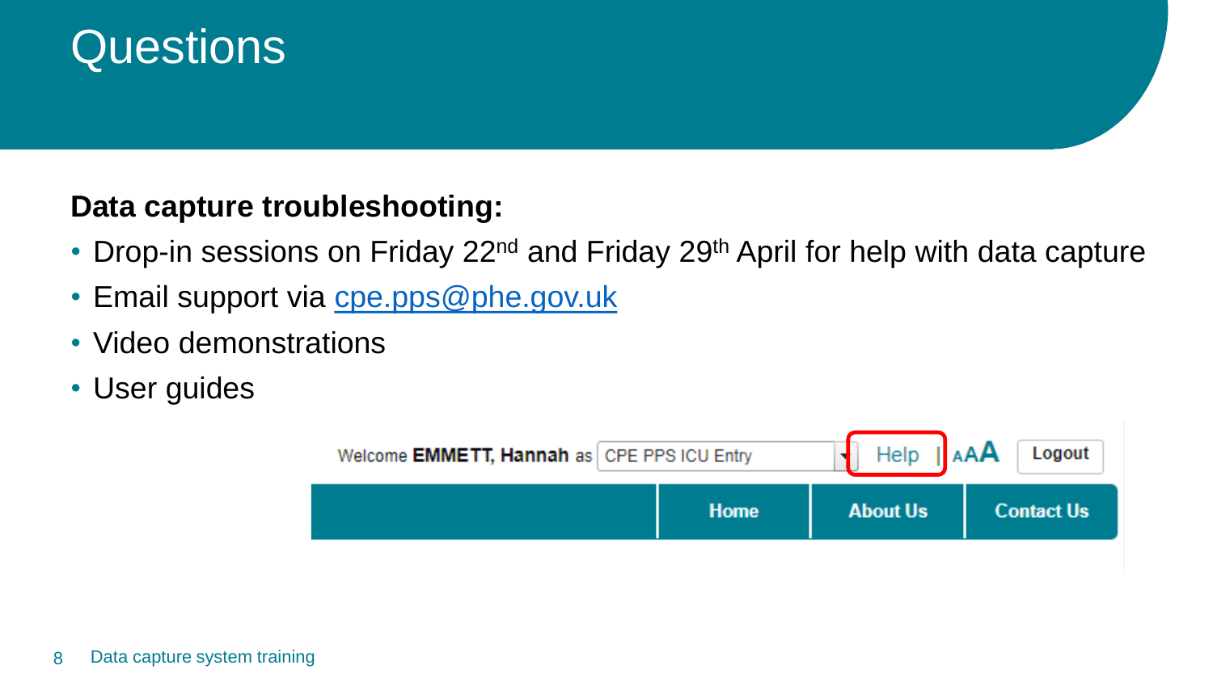# Questions

**Data capture troubleshooting:**

- Drop-in sessions on Friday 22nd and Friday 29th April for help with data capture
- Email support via cpe.pps@phe.gov.uk
- Video demonstrations
- User guides

Welcome **EMMETT, Hannah** as CPE PPS ICU Entry | Help | AAA | Logout

Home | About Us | Contact Us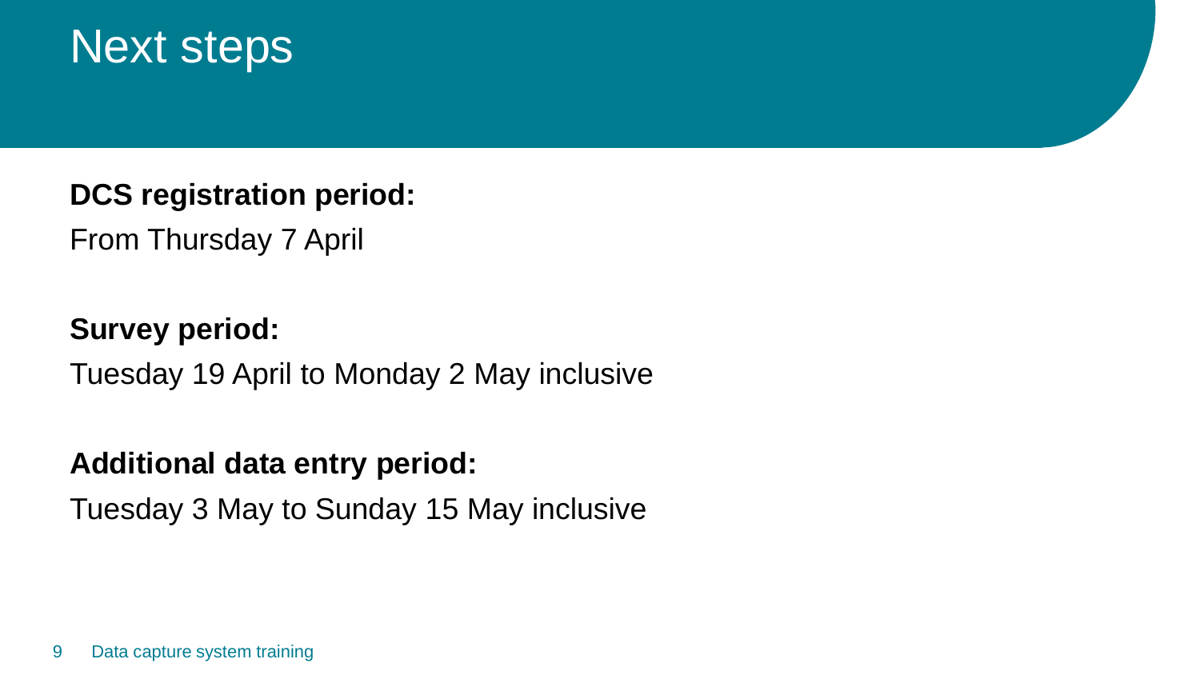# Next steps

**DCS registration period:**

From Thursday 7 April

**Survey period:**

Tuesday 19 April to Monday 2 May inclusive

**Additional data entry period:**

Tuesday 3 May to Sunday 15 May inclusive